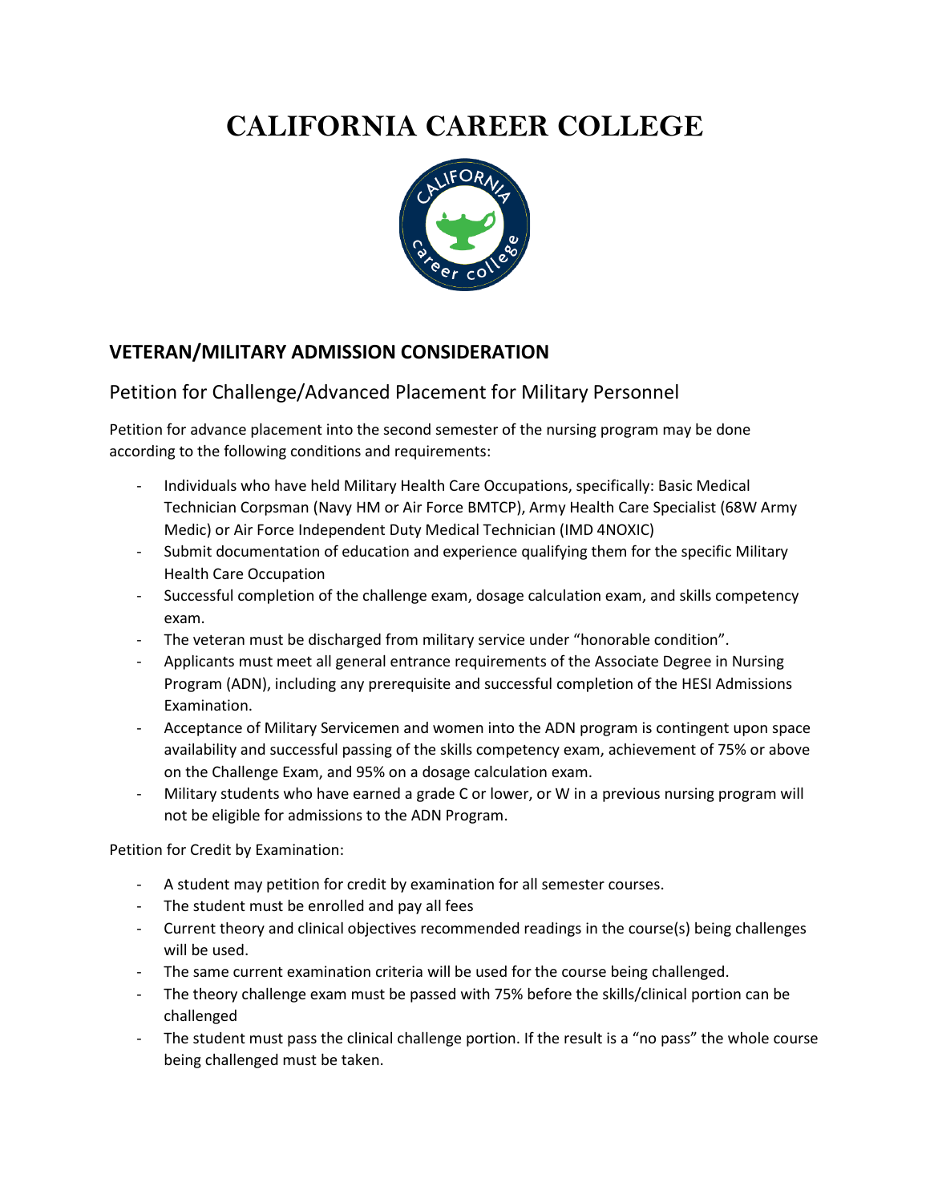# CALIFORNIA CAREER COLLEGE

## VETERAN/MILITARY ADMISSION CONSIDERATION

### Petition for Challenge/Advanced Placement for Military Personnel

Petition for advance placement into the second semester of the nursing program may be done according to the following conditions and requirements:

- Individuals who have held Military Health Care Occupations, specifically: Basic Medical Technician Corpsman (Navy HM or Air Force BMTCP), Army Health Care Specialist (68W Army Medic) or Air Force Independent Duty Medical Technician (IMD 4NOXIC)
- Submit documentation of education and experience qualifying them for the specific Military Health Care Occupation
- Successful completion of the challenge exam, dosage calculation exam, and skills competency exam.
- The veteran must be discharged from military service under "honorable condition".
- Applicants must meet all general entrance requirements of the Associate Degree in Nursing Program (ADN), including any prerequisite and successful completion of the HESI Admissions Examination.
- Acceptance of Military Servicemen and women into the ADN program is contingent upon space availability and successful passing of the skills competency exam, achievement of 75% or above on the Challenge Exam, and 95% on a dosage calculation exam.
- Military students who have earned a grade C or lower, or W in a previous nursing program will not be eligible for admissions to the ADN Program.

Petition for Credit by Examination:

- A student may petition for credit by examination for all semester courses.
- The student must be enrolled and pay all fees
- Current theory and clinical objectives recommended readings in the course(s) being challenges will be used.
- The same current examination criteria will be used for the course being challenged.
- The theory challenge exam must be passed with 75% before the skills/clinical portion can be challenged
- The student must pass the clinical challenge portion. If the result is a "no pass" the whole course being challenged must be taken.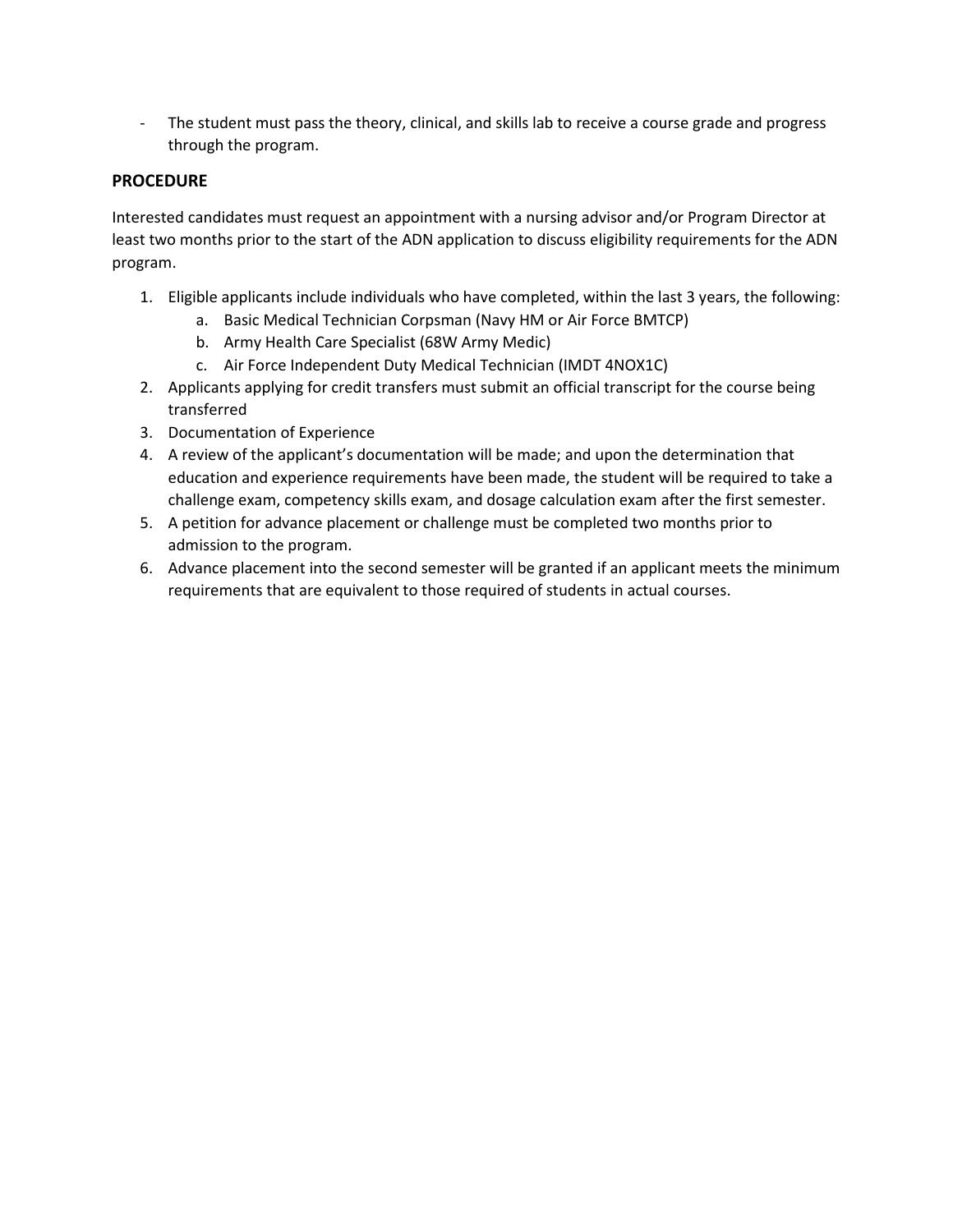- The student must pass the theory, clinical, and skills lab to receive a course grade and progress through the program.

**PROCEDURE**

Interested candidates must request an appointment with a nursing advisor and/or Program Director at least two months prior to the start of the ADN application to discuss eligibility requirements for the ADN program.

1. Eligible applicants include individuals who have completed, within the last 3 years, the following:
   a. Basic Medical Technician Corpsman (Navy HM or Air Force BMTCP)
   b. Army Health Care Specialist (68W Army Medic)
   c. Air Force Independent Duty Medical Technician (IMDT 4NOX1C)
2. Applicants applying for credit transfers must submit an official transcript for the course being transferred
3. Documentation of Experience
4. A review of the applicant's documentation will be made; and upon the determination that education and experience requirements have been made, the student will be required to take a challenge exam, competency skills exam, and dosage calculation exam after the first semester.
5. A petition for advance placement or challenge must be completed two months prior to admission to the program.
6. Advance placement into the second semester will be granted if an applicant meets the minimum requirements that are equivalent to those required of students in actual courses.